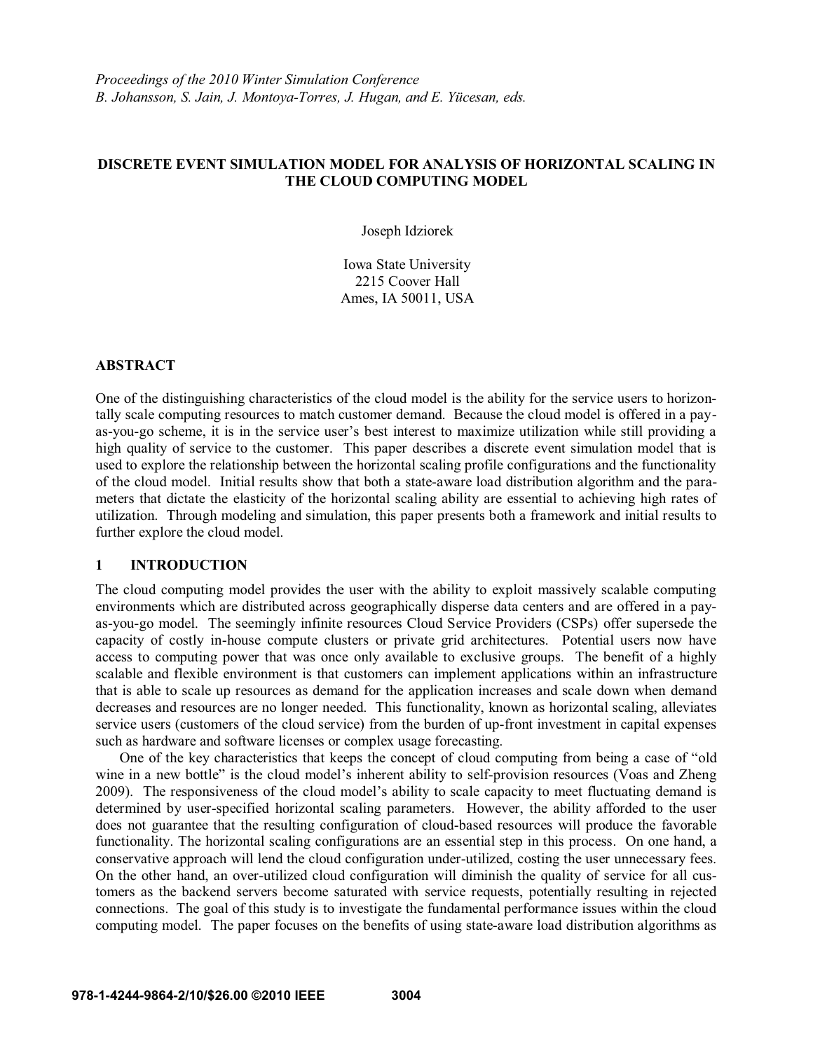*Proceedings of the 2010 Winter Simulation Conference*
*B. Johansson, S. Jain, J. Montoya-Torres, J. Hugan, and E. Yücesan, eds.*

# DISCRETE EVENT SIMULATION MODEL FOR ANALYSIS OF HORIZONTAL SCALING IN THE CLOUD COMPUTING MODEL

Joseph Idziorek

Iowa State University
2215 Coover Hall
Ames, IA 50011, USA

## ABSTRACT

One of the distinguishing characteristics of the cloud model is the ability for the service users to horizontally scale computing resources to match customer demand. Because the cloud model is offered in a pay-as-you-go scheme, it is in the service user's best interest to maximize utilization while still providing a high quality of service to the customer. This paper describes a discrete event simulation model that is used to explore the relationship between the horizontal scaling profile configurations and the functionality of the cloud model. Initial results show that both a state-aware load distribution algorithm and the parameters that dictate the elasticity of the horizontal scaling ability are essential to achieving high rates of utilization. Through modeling and simulation, this paper presents both a framework and initial results to further explore the cloud model.

## 1 INTRODUCTION

The cloud computing model provides the user with the ability to exploit massively scalable computing environments which are distributed across geographically disperse data centers and are offered in a pay-as-you-go model. The seemingly infinite resources Cloud Service Providers (CSPs) offer supersede the capacity of costly in-house compute clusters or private grid architectures. Potential users now have access to computing power that was once only available to exclusive groups. The benefit of a highly scalable and flexible environment is that customers can implement applications within an infrastructure that is able to scale up resources as demand for the application increases and scale down when demand decreases and resources are no longer needed. This functionality, known as horizontal scaling, alleviates service users (customers of the cloud service) from the burden of up-front investment in capital expenses such as hardware and software licenses or complex usage forecasting.

One of the key characteristics that keeps the concept of cloud computing from being a case of "old wine in a new bottle" is the cloud model's inherent ability to self-provision resources (Voas and Zheng 2009). The responsiveness of the cloud model's ability to scale capacity to meet fluctuating demand is determined by user-specified horizontal scaling parameters. However, the ability afforded to the user does not guarantee that the resulting configuration of cloud-based resources will produce the favorable functionality. The horizontal scaling configurations are an essential step in this process. On one hand, a conservative approach will lend the cloud configuration under-utilized, costing the user unnecessary fees. On the other hand, an over-utilized cloud configuration will diminish the quality of service for all customers as the backend servers become saturated with service requests, potentially resulting in rejected connections. The goal of this study is to investigate the fundamental performance issues within the cloud computing model. The paper focuses on the benefits of using state-aware load distribution algorithms as

978-1-4244-9864-2/10/$26.00 ©2010 IEEE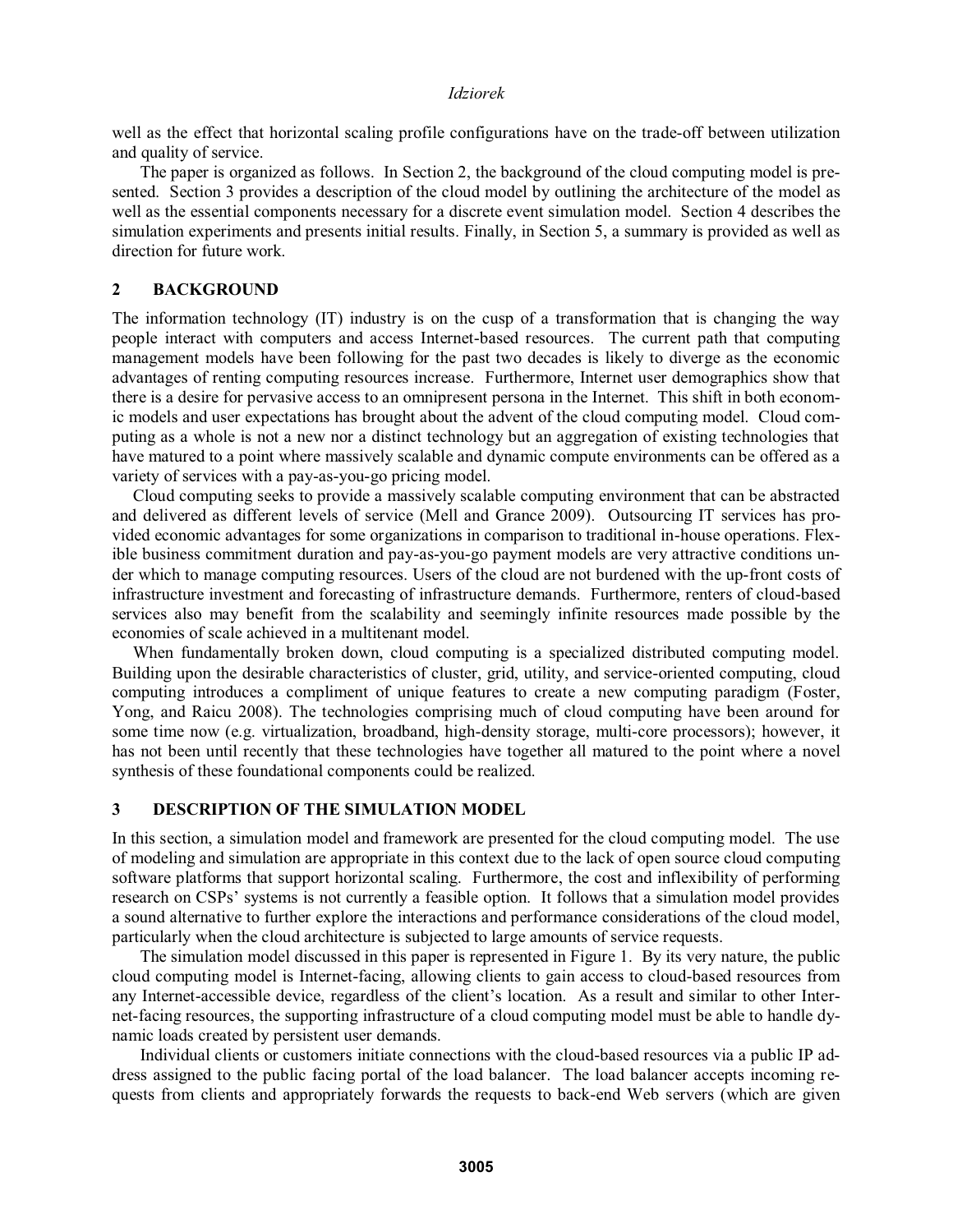well as the effect that horizontal scaling profile configurations have on the trade-off between utilization and quality of service.

The paper is organized as follows. In Section 2, the background of the cloud computing model is presented. Section 3 provides a description of the cloud model by outlining the architecture of the model as well as the essential components necessary for a discrete event simulation model. Section 4 describes the simulation experiments and presents initial results. Finally, in Section 5, a summary is provided as well as direction for future work.

## 2 BACKGROUND

The information technology (IT) industry is on the cusp of a transformation that is changing the way people interact with computers and access Internet-based resources. The current path that computing management models have been following for the past two decades is likely to diverge as the economic advantages of renting computing resources increase. Furthermore, Internet user demographics show that there is a desire for pervasive access to an omnipresent persona in the Internet. This shift in both economic models and user expectations has brought about the advent of the cloud computing model. Cloud computing as a whole is not a new nor a distinct technology but an aggregation of existing technologies that have matured to a point where massively scalable and dynamic compute environments can be offered as a variety of services with a pay-as-you-go pricing model.

Cloud computing seeks to provide a massively scalable computing environment that can be abstracted and delivered as different levels of service (Mell and Grance 2009). Outsourcing IT services has provided economic advantages for some organizations in comparison to traditional in-house operations. Flexible business commitment duration and pay-as-you-go payment models are very attractive conditions under which to manage computing resources. Users of the cloud are not burdened with the up-front costs of infrastructure investment and forecasting of infrastructure demands. Furthermore, renters of cloud-based services also may benefit from the scalability and seemingly infinite resources made possible by the economies of scale achieved in a multitenant model.

When fundamentally broken down, cloud computing is a specialized distributed computing model. Building upon the desirable characteristics of cluster, grid, utility, and service-oriented computing, cloud computing introduces a compliment of unique features to create a new computing paradigm (Foster, Yong, and Raicu 2008). The technologies comprising much of cloud computing have been around for some time now (e.g. virtualization, broadband, high-density storage, multi-core processors); however, it has not been until recently that these technologies have together all matured to the point where a novel synthesis of these foundational components could be realized.

## 3 DESCRIPTION OF THE SIMULATION MODEL

In this section, a simulation model and framework are presented for the cloud computing model. The use of modeling and simulation are appropriate in this context due to the lack of open source cloud computing software platforms that support horizontal scaling. Furthermore, the cost and inflexibility of performing research on CSPs' systems is not currently a feasible option. It follows that a simulation model provides a sound alternative to further explore the interactions and performance considerations of the cloud model, particularly when the cloud architecture is subjected to large amounts of service requests.

The simulation model discussed in this paper is represented in Figure 1. By its very nature, the public cloud computing model is Internet-facing, allowing clients to gain access to cloud-based resources from any Internet-accessible device, regardless of the client's location. As a result and similar to other Internet-facing resources, the supporting infrastructure of a cloud computing model must be able to handle dynamic loads created by persistent user demands.

Individual clients or customers initiate connections with the cloud-based resources via a public IP address assigned to the public facing portal of the load balancer. The load balancer accepts incoming requests from clients and appropriately forwards the requests to back-end Web servers (which are given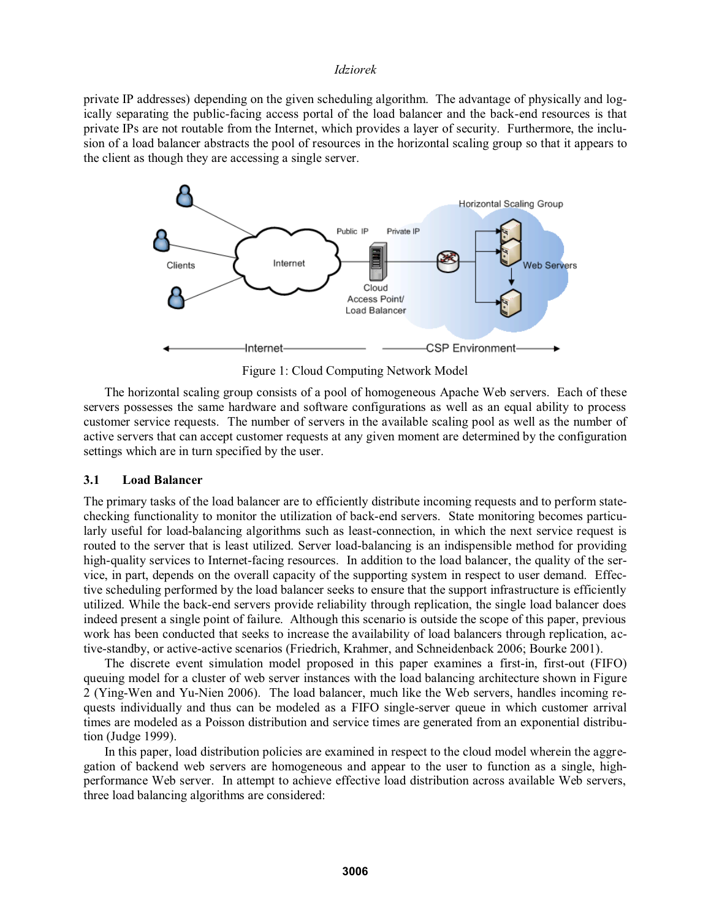private IP addresses) depending on the given scheduling algorithm. The advantage of physically and logically separating the public-facing access portal of the load balancer and the back-end resources is that private IPs are not routable from the Internet, which provides a layer of security. Furthermore, the inclusion of a load balancer abstracts the pool of resources in the horizontal scaling group so that it appears to the client as though they are accessing a single server.

Figure 1: Cloud Computing Network Model

The horizontal scaling group consists of a pool of homogeneous Apache Web servers. Each of these servers possesses the same hardware and software configurations as well as an equal ability to process customer service requests. The number of servers in the available scaling pool as well as the number of active servers that can accept customer requests at any given moment are determined by the configuration settings which are in turn specified by the user.

### 3.1 Load Balancer

The primary tasks of the load balancer are to efficiently distribute incoming requests and to perform state-checking functionality to monitor the utilization of back-end servers. State monitoring becomes particularly useful for load-balancing algorithms such as least-connection, in which the next service request is routed to the server that is least utilized. Server load-balancing is an indispensible method for providing high-quality services to Internet-facing resources. In addition to the load balancer, the quality of the service, in part, depends on the overall capacity of the supporting system in respect to user demand. Effective scheduling performed by the load balancer seeks to ensure that the support infrastructure is efficiently utilized. While the back-end servers provide reliability through replication, the single load balancer does indeed present a single point of failure. Although this scenario is outside the scope of this paper, previous work has been conducted that seeks to increase the availability of load balancers through replication, active-standby, or active-active scenarios (Friedrich, Krahmer, and Schneidenback 2006; Bourke 2001).

The discrete event simulation model proposed in this paper examines a first-in, first-out (FIFO) queuing model for a cluster of web server instances with the load balancing architecture shown in Figure 2 (Ying-Wen and Yu-Nien 2006). The load balancer, much like the Web servers, handles incoming requests individually and thus can be modeled as a FIFO single-server queue in which customer arrival times are modeled as a Poisson distribution and service times are generated from an exponential distribution (Judge 1999).

In this paper, load distribution policies are examined in respect to the cloud model wherein the aggregation of backend web servers are homogeneous and appear to the user to function as a single, high-performance Web server. In attempt to achieve effective load distribution across available Web servers, three load balancing algorithms are considered: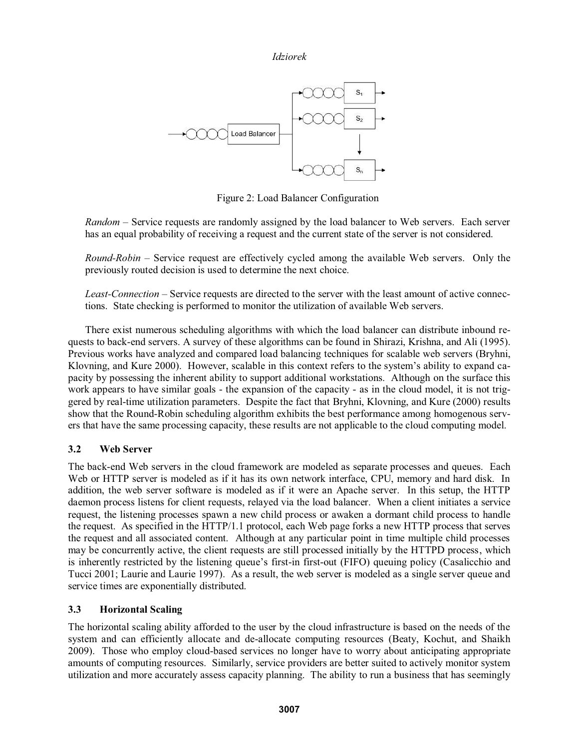Figure 2: Load Balancer Configuration

*Random* – Service requests are randomly assigned by the load balancer to Web servers. Each server has an equal probability of receiving a request and the current state of the server is not considered.

*Round-Robin* – Service request are effectively cycled among the available Web servers. Only the previously routed decision is used to determine the next choice.

*Least-Connection* – Service requests are directed to the server with the least amount of active connections. State checking is performed to monitor the utilization of available Web servers.

There exist numerous scheduling algorithms with which the load balancer can distribute inbound requests to back-end servers. A survey of these algorithms can be found in Shirazi, Krishna, and Ali (1995). Previous works have analyzed and compared load balancing techniques for scalable web servers (Bryhni, Klovning, and Kure 2000). However, scalable in this context refers to the system's ability to expand capacity by possessing the inherent ability to support additional workstations. Although on the surface this work appears to have similar goals - the expansion of the capacity - as in the cloud model, it is not triggered by real-time utilization parameters. Despite the fact that Bryhni, Klovning, and Kure (2000) results show that the Round-Robin scheduling algorithm exhibits the best performance among homogenous servers that have the same processing capacity, these results are not applicable to the cloud computing model.

### 3.2 Web Server

The back-end Web servers in the cloud framework are modeled as separate processes and queues. Each Web or HTTP server is modeled as if it has its own network interface, CPU, memory and hard disk. In addition, the web server software is modeled as if it were an Apache server. In this setup, the HTTP daemon process listens for client requests, relayed via the load balancer. When a client initiates a service request, the listening processes spawn a new child process or awaken a dormant child process to handle the request. As specified in the HTTP/1.1 protocol, each Web page forks a new HTTP process that serves the request and all associated content. Although at any particular point in time multiple child processes may be concurrently active, the client requests are still processed initially by the HTTPD process, which is inherently restricted by the listening queue's first-in first-out (FIFO) queuing policy (Casalicchio and Tucci 2001; Laurie and Laurie 1997). As a result, the web server is modeled as a single server queue and service times are exponentially distributed.

### 3.3 Horizontal Scaling

The horizontal scaling ability afforded to the user by the cloud infrastructure is based on the needs of the system and can efficiently allocate and de-allocate computing resources (Beaty, Kochut, and Shaikh 2009). Those who employ cloud-based services no longer have to worry about anticipating appropriate amounts of computing resources. Similarly, service providers are better suited to actively monitor system utilization and more accurately assess capacity planning. The ability to run a business that has seemingly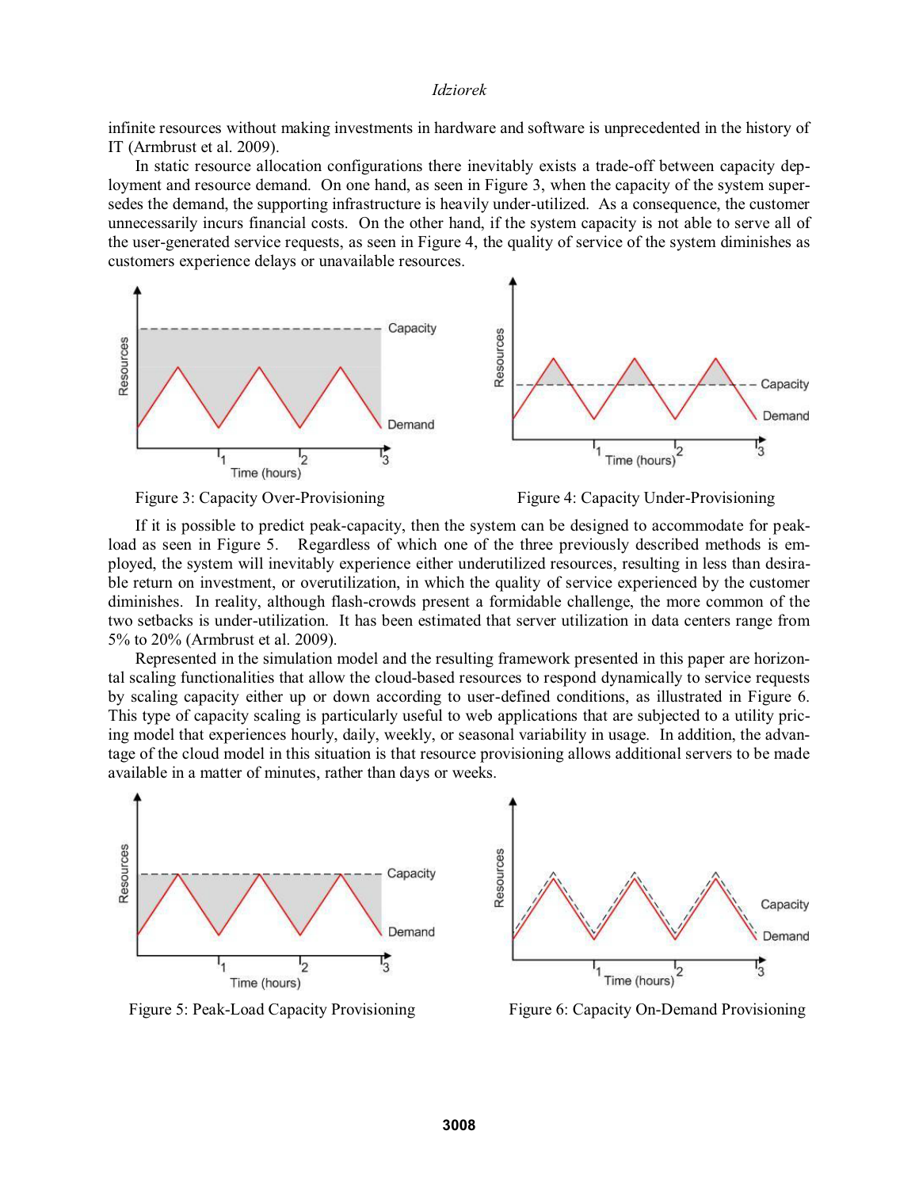infinite resources without making investments in hardware and software is unprecedented in the history of IT (Armbrust et al. 2009).

In static resource allocation configurations there inevitably exists a trade-off between capacity deployment and resource demand. On one hand, as seen in Figure 3, when the capacity of the system supersedes the demand, the supporting infrastructure is heavily under-utilized. As a consequence, the customer unnecessarily incurs financial costs. On the other hand, if the system capacity is not able to serve all of the user-generated service requests, as seen in Figure 4, the quality of service of the system diminishes as customers experience delays or unavailable resources.

Figure 3: Capacity Over-Provisioning

Figure 4: Capacity Under-Provisioning

If it is possible to predict peak-capacity, then the system can be designed to accommodate for peak-load as seen in Figure 5. Regardless of which one of the three previously described methods is employed, the system will inevitably experience either underutilized resources, resulting in less than desirable return on investment, or overutilization, in which the quality of service experienced by the customer diminishes. In reality, although flash-crowds present a formidable challenge, the more common of the two setbacks is under-utilization. It has been estimated that server utilization in data centers range from 5% to 20% (Armbrust et al. 2009).

Represented in the simulation model and the resulting framework presented in this paper are horizontal scaling functionalities that allow the cloud-based resources to respond dynamically to service requests by scaling capacity either up or down according to user-defined conditions, as illustrated in Figure 6. This type of capacity scaling is particularly useful to web applications that are subjected to a utility pricing model that experiences hourly, daily, weekly, or seasonal variability in usage. In addition, the advantage of the cloud model in this situation is that resource provisioning allows additional servers to be made available in a matter of minutes, rather than days or weeks.

Figure 5: Peak-Load Capacity Provisioning

Figure 6: Capacity On-Demand Provisioning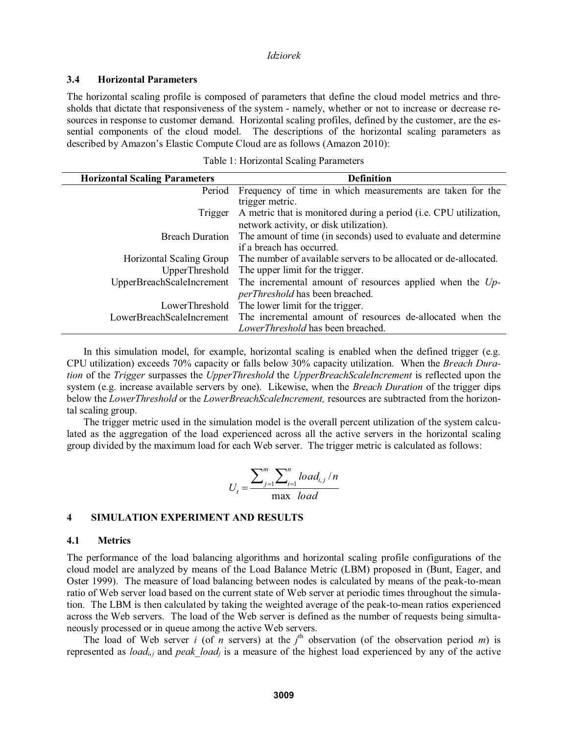### 3.4 Horizontal Parameters

The horizontal scaling profile is composed of parameters that define the cloud model metrics and thresholds that dictate that responsiveness of the system - namely, whether or not to increase or decrease resources in response to customer demand. Horizontal scaling profiles, defined by the customer, are the essential components of the cloud model. The descriptions of the horizontal scaling parameters as described by Amazon's Elastic Compute Cloud are as follows (Amazon 2010):

Table 1: Horizontal Scaling Parameters

| Horizontal Scaling Parameters | Definition |
|---:|---|
| Period | Frequency of time in which measurements are taken for the trigger metric. |
| Trigger | A metric that is monitored during a period (i.e. CPU utilization, network activity, or disk utilization). |
| Breach Duration | The amount of time (in seconds) used to evaluate and determine if a breach has occurred. |
| Horizontal Scaling Group | The number of available servers to be allocated or de-allocated. |
| UpperThreshold | The upper limit for the trigger. |
| UpperBreachScaleIncrement | The incremental amount of resources applied when the *UpperThreshold* has been breached. |
| LowerThreshold | The lower limit for the trigger. |
| LowerBreachScaleIncrement | The incremental amount of resources de-allocated when the *LowerThreshold* has been breached. |

In this simulation model, for example, horizontal scaling is enabled when the defined trigger (e.g. CPU utilization) exceeds 70% capacity or falls below 30% capacity utilization. When the *Breach Duration* of the *Trigger* surpasses the *UpperThreshold* the *UpperBreachScaleIncrement* is reflected upon the system (e.g. increase available servers by one). Likewise, when the *Breach Duration* of the trigger dips below the *LowerThreshold* or the *LowerBreachScaleIncrement,* resources are subtracted from the horizontal scaling group.

The trigger metric used in the simulation model is the overall percent utilization of the system calculated as the aggregation of the load experienced across all the active servers in the horizontal scaling group divided by the maximum load for each Web server. The trigger metric is calculated as follows:

$$U_t = \frac{\sum_{j=1}^{m} \sum_{i=1}^{n} load_{i,j} / n}{\max \ load}$$

## 4 SIMULATION EXPERIMENT AND RESULTS

### 4.1 Metrics

The performance of the load balancing algorithms and horizontal scaling profile configurations of the cloud model are analyzed by means of the Load Balance Metric (LBM) proposed in (Bunt, Eager, and Oster 1999). The measure of load balancing between nodes is calculated by means of the peak-to-mean ratio of Web server load based on the current state of Web server at periodic times throughout the simulation. The LBM is then calculated by taking the weighted average of the peak-to-mean ratios experienced across the Web servers. The load of the Web server is defined as the number of requests being simultaneously processed or in queue among the active Web servers.

The load of Web server $i$ (of $n$ servers) at the $j^{\text{th}}$ observation (of the observation period $m$) is represented as $load_{i,j}$ and $peak\_load_j$ is a measure of the highest load experienced by any of the active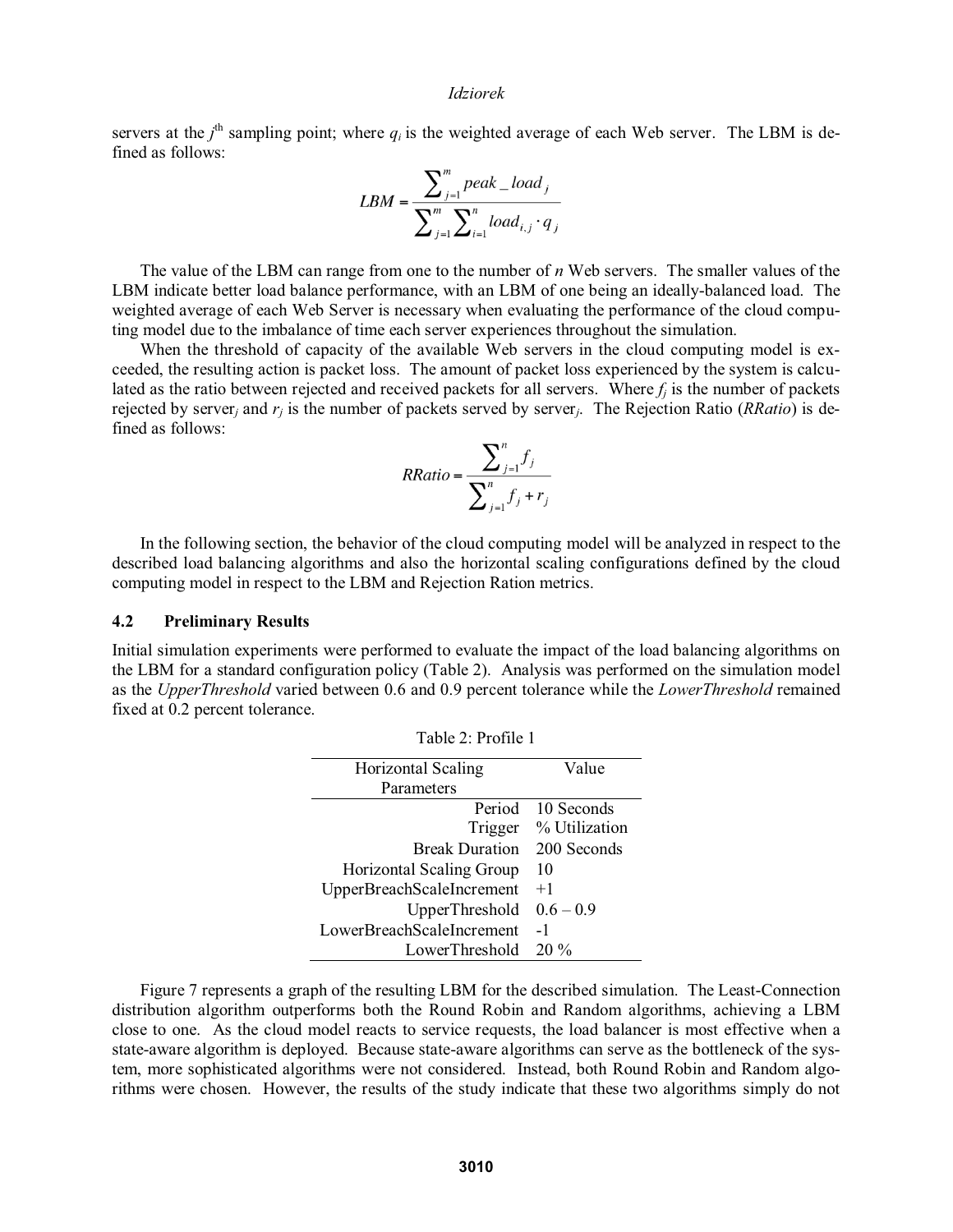servers at the $j^{th}$ sampling point; where $q_i$ is the weighted average of each Web server. The LBM is defined as follows:

$$LBM = \frac{\sum_{j=1}^{m} peak\_load_j}{\sum_{j=1}^{m}\sum_{i=1}^{n} load_{i,j} \cdot q_j}$$

The value of the LBM can range from one to the number of $n$ Web servers. The smaller values of the LBM indicate better load balance performance, with an LBM of one being an ideally-balanced load. The weighted average of each Web Server is necessary when evaluating the performance of the cloud computing model due to the imbalance of time each server experiences throughout the simulation.

When the threshold of capacity of the available Web servers in the cloud computing model is exceeded, the resulting action is packet loss. The amount of packet loss experienced by the system is calculated as the ratio between rejected and received packets for all servers. Where $f_j$ is the number of packets rejected by server$_j$ and $r_j$ is the number of packets served by server$_j$. The Rejection Ratio (*RRatio*) is defined as follows:

$$RRatio = \frac{\sum_{j=1}^{n} f_j}{\sum_{j=1}^{n} f_j + r_j}$$

In the following section, the behavior of the cloud computing model will be analyzed in respect to the described load balancing algorithms and also the horizontal scaling configurations defined by the cloud computing model in respect to the LBM and Rejection Ration metrics.

### 4.2 Preliminary Results

Initial simulation experiments were performed to evaluate the impact of the load balancing algorithms on the LBM for a standard configuration policy (Table 2). Analysis was performed on the simulation model as the *UpperThreshold* varied between 0.6 and 0.9 percent tolerance while the *LowerThreshold* remained fixed at 0.2 percent tolerance.

Table 2: Profile 1

| Horizontal Scaling Parameters | Value |
|---:|---|
| Period | 10 Seconds |
| Trigger | % Utilization |
| Break Duration | 200 Seconds |
| Horizontal Scaling Group | 10 |
| UpperBreachScaleIncrement | +1 |
| UpperThreshold | 0.6 – 0.9 |
| LowerBreachScaleIncrement | -1 |
| LowerThreshold | 20 % |

Figure 7 represents a graph of the resulting LBM for the described simulation. The Least-Connection distribution algorithm outperforms both the Round Robin and Random algorithms, achieving a LBM close to one. As the cloud model reacts to service requests, the load balancer is most effective when a state-aware algorithm is deployed. Because state-aware algorithms can serve as the bottleneck of the system, more sophisticated algorithms were not considered. Instead, both Round Robin and Random algorithms were chosen. However, the results of the study indicate that these two algorithms simply do not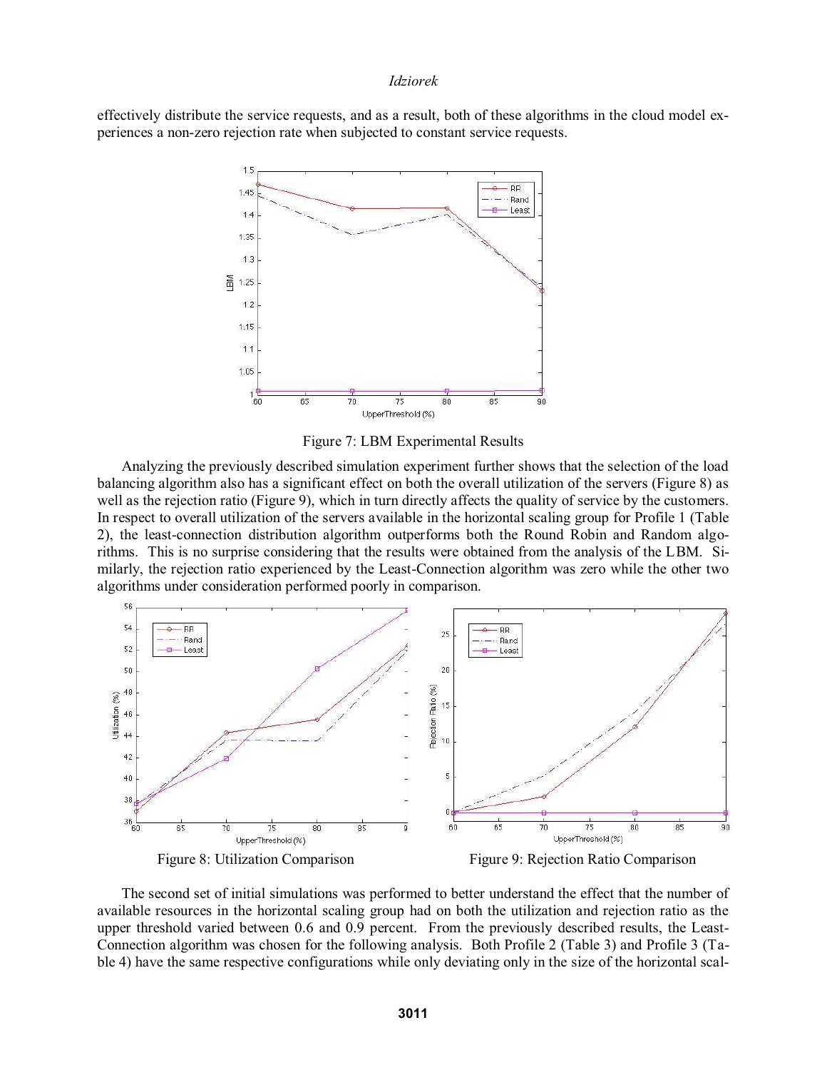effectively distribute the service requests, and as a result, both of these algorithms in the cloud model experiences a non-zero rejection rate when subjected to constant service requests.

Figure 7: LBM Experimental Results

Analyzing the previously described simulation experiment further shows that the selection of the load balancing algorithm also has a significant effect on both the overall utilization of the servers (Figure 8) as well as the rejection ratio (Figure 9), which in turn directly affects the quality of service by the customers. In respect to overall utilization of the servers available in the horizontal scaling group for Profile 1 (Table 2), the least-connection distribution algorithm outperforms both the Round Robin and Random algorithms. This is no surprise considering that the results were obtained from the analysis of the LBM. Similarly, the rejection ratio experienced by the Least-Connection algorithm was zero while the other two algorithms under consideration performed poorly in comparison.

Figure 8: Utilization Comparison

Figure 9: Rejection Ratio Comparison

The second set of initial simulations was performed to better understand the effect that the number of available resources in the horizontal scaling group had on both the utilization and rejection ratio as the upper threshold varied between 0.6 and 0.9 percent. From the previously described results, the Least-Connection algorithm was chosen for the following analysis. Both Profile 2 (Table 3) and Profile 3 (Table 4) have the same respective configurations while only deviating only in the size of the horizontal scal-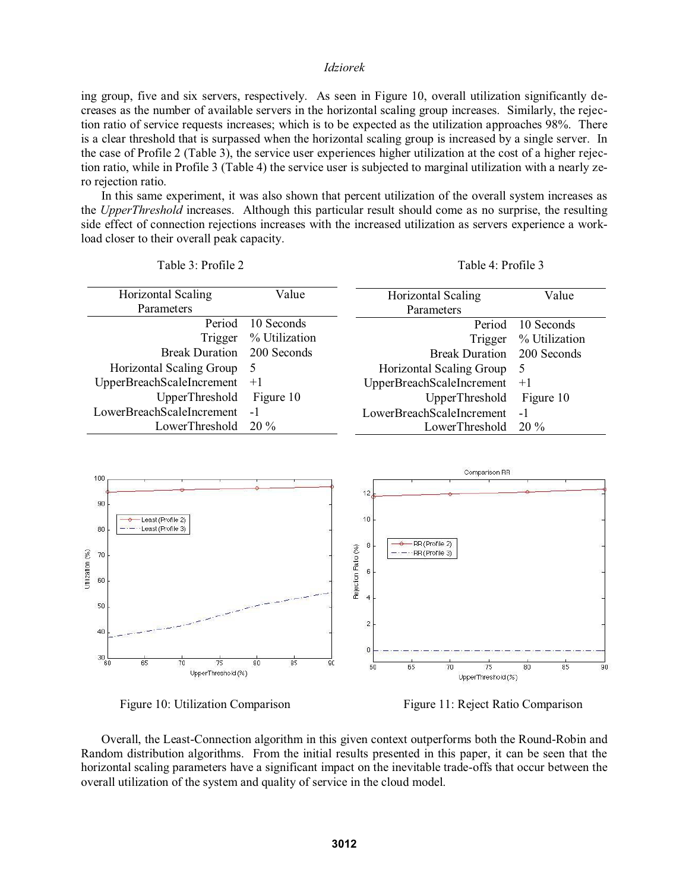ing group, five and six servers, respectively. As seen in Figure 10, overall utilization significantly decreases as the number of available servers in the horizontal scaling group increases. Similarly, the rejection ratio of service requests increases; which is to be expected as the utilization approaches 98%. There is a clear threshold that is surpassed when the horizontal scaling group is increased by a single server. In the case of Profile 2 (Table 3), the service user experiences higher utilization at the cost of a higher rejection ratio, while in Profile 3 (Table 4) the service user is subjected to marginal utilization with a nearly zero rejection ratio.

In this same experiment, it was also shown that percent utilization of the overall system increases as the *UpperThreshold* increases. Although this particular result should come as no surprise, the resulting side effect of connection rejections increases with the increased utilization as servers experience a workload closer to their overall peak capacity.

Table 3: Profile 2

| Horizontal Scaling Parameters | Value |
|---|---|
| Period | 10 Seconds |
| Trigger | % Utilization |
| Break Duration | 200 Seconds |
| Horizontal Scaling Group | 5 |
| UpperBreachScaleIncrement | +1 |
| UpperThreshold | Figure 10 |
| LowerBreachScaleIncrement | -1 |
| LowerThreshold | 20 % |

Table 4: Profile 3

| Horizontal Scaling Parameters | Value |
|---|---|
| Period | 10 Seconds |
| Trigger | % Utilization |
| Break Duration | 200 Seconds |
| Horizontal Scaling Group | 5 |
| UpperBreachScaleIncrement | +1 |
| UpperThreshold | Figure 10 |
| LowerBreachScaleIncrement | -1 |
| LowerThreshold | 20 % |

Figure 10: Utilization Comparison

Figure 11: Reject Ratio Comparison

Overall, the Least-Connection algorithm in this given context outperforms both the Round-Robin and Random distribution algorithms. From the initial results presented in this paper, it can be seen that the horizontal scaling parameters have a significant impact on the inevitable trade-offs that occur between the overall utilization of the system and quality of service in the cloud model.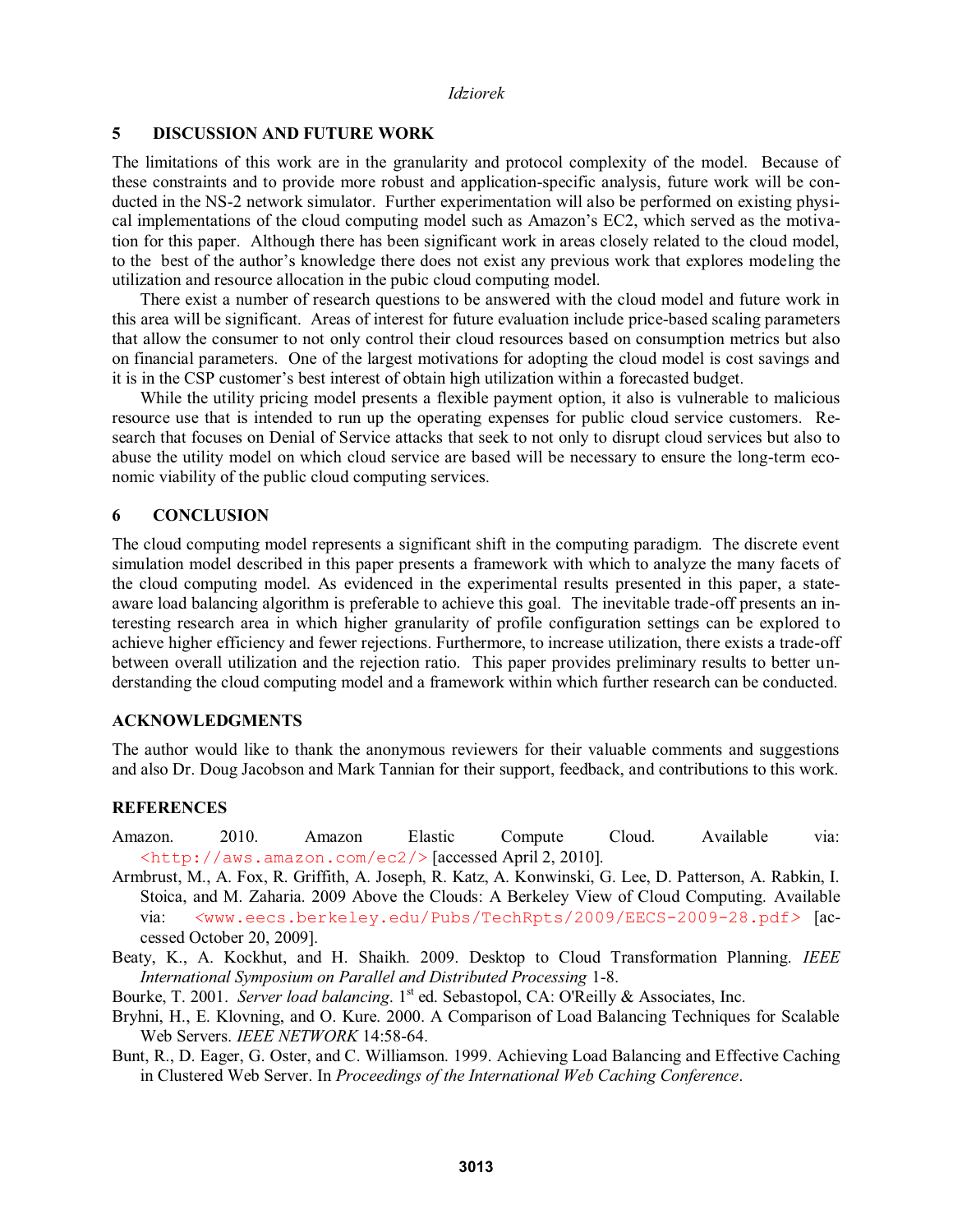## 5 DISCUSSION AND FUTURE WORK

The limitations of this work are in the granularity and protocol complexity of the model. Because of these constraints and to provide more robust and application-specific analysis, future work will be conducted in the NS-2 network simulator. Further experimentation will also be performed on existing physical implementations of the cloud computing model such as Amazon's EC2, which served as the motivation for this paper. Although there has been significant work in areas closely related to the cloud model, to the best of the author's knowledge there does not exist any previous work that explores modeling the utilization and resource allocation in the pubic cloud computing model.

There exist a number of research questions to be answered with the cloud model and future work in this area will be significant. Areas of interest for future evaluation include price-based scaling parameters that allow the consumer to not only control their cloud resources based on consumption metrics but also on financial parameters. One of the largest motivations for adopting the cloud model is cost savings and it is in the CSP customer's best interest of obtain high utilization within a forecasted budget.

While the utility pricing model presents a flexible payment option, it also is vulnerable to malicious resource use that is intended to run up the operating expenses for public cloud service customers. Research that focuses on Denial of Service attacks that seek to not only to disrupt cloud services but also to abuse the utility model on which cloud service are based will be necessary to ensure the long-term economic viability of the public cloud computing services.

## 6 CONCLUSION

The cloud computing model represents a significant shift in the computing paradigm. The discrete event simulation model described in this paper presents a framework with which to analyze the many facets of the cloud computing model. As evidenced in the experimental results presented in this paper, a state-aware load balancing algorithm is preferable to achieve this goal. The inevitable trade-off presents an interesting research area in which higher granularity of profile configuration settings can be explored to achieve higher efficiency and fewer rejections. Furthermore, to increase utilization, there exists a trade-off between overall utilization and the rejection ratio. This paper provides preliminary results to better understanding the cloud computing model and a framework within which further research can be conducted.

## ACKNOWLEDGMENTS

The author would like to thank the anonymous reviewers for their valuable comments and suggestions and also Dr. Doug Jacobson and Mark Tannian for their support, feedback, and contributions to this work.

## REFERENCES

Amazon. 2010. Amazon Elastic Compute Cloud. Available via: <http://aws.amazon.com/ec2/> [accessed April 2, 2010].

Armbrust, M., A. Fox, R. Griffith, A. Joseph, R. Katz, A. Konwinski, G. Lee, D. Patterson, A. Rabkin, I. Stoica, and M. Zaharia. 2009 Above the Clouds: A Berkeley View of Cloud Computing. Available via: <www.eecs.berkeley.edu/Pubs/TechRpts/2009/EECS-2009-28.pdf> [accessed October 20, 2009].

Beaty, K., A. Kockhut, and H. Shaikh. 2009. Desktop to Cloud Transformation Planning. *IEEE International Symposium on Parallel and Distributed Processing* 1-8.

Bourke, T. 2001. *Server load balancing*. 1st ed. Sebastopol, CA: O'Reilly & Associates, Inc.

Bryhni, H., E. Klovning, and O. Kure. 2000. A Comparison of Load Balancing Techniques for Scalable Web Servers. *IEEE NETWORK* 14:58-64.

Bunt, R., D. Eager, G. Oster, and C. Williamson. 1999. Achieving Load Balancing and Effective Caching in Clustered Web Server. In *Proceedings of the International Web Caching Conference*.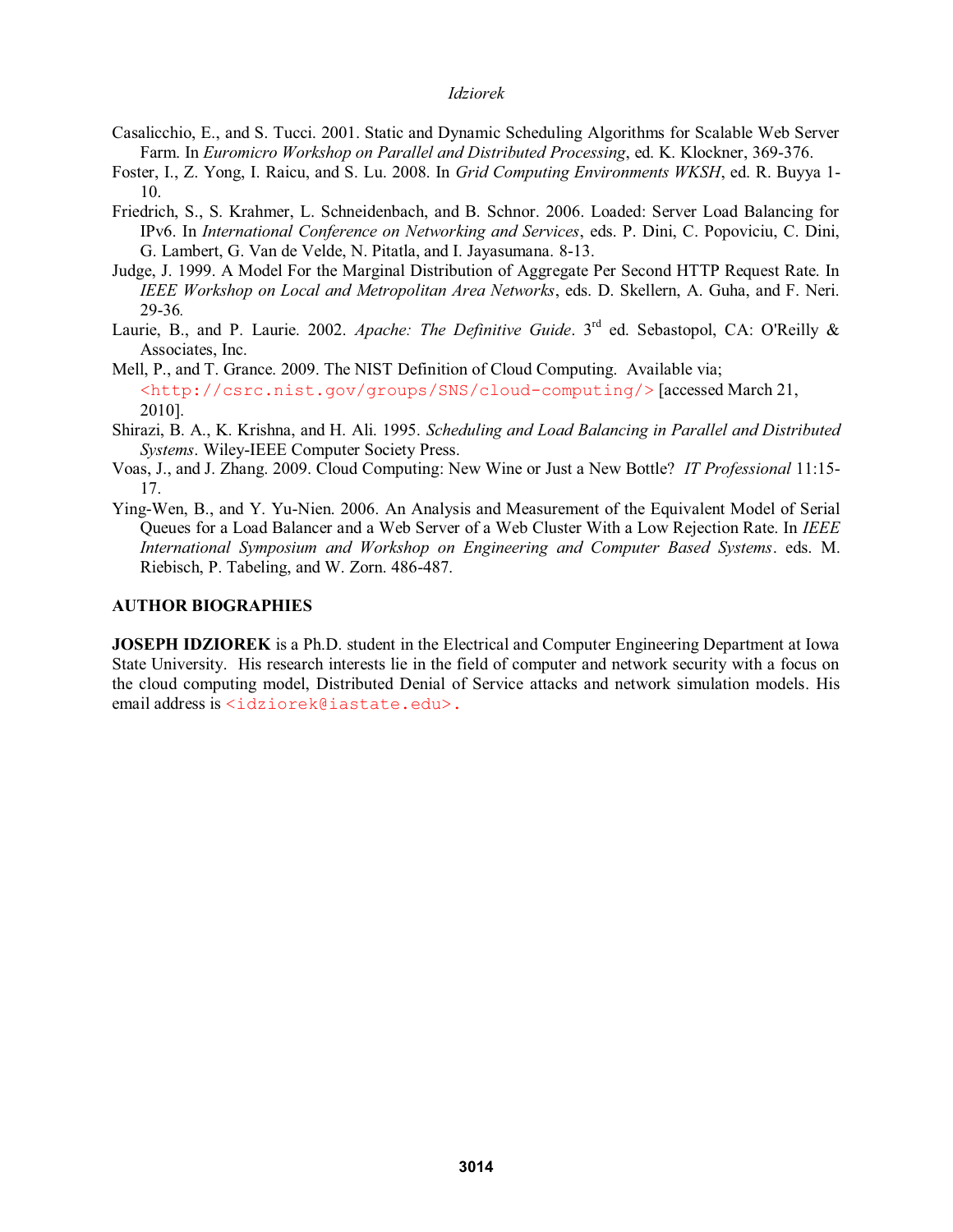Casalicchio, E., and S. Tucci. 2001. Static and Dynamic Scheduling Algorithms for Scalable Web Server Farm. In *Euromicro Workshop on Parallel and Distributed Processing*, ed. K. Klockner, 369-376.

Foster, I., Z. Yong, I. Raicu, and S. Lu. 2008. In *Grid Computing Environments WKSH*, ed. R. Buyya 1-10.

Friedrich, S., S. Krahmer, L. Schneidenbach, and B. Schnor. 2006. Loaded: Server Load Balancing for IPv6. In *International Conference on Networking and Services*, eds. P. Dini, C. Popoviciu, C. Dini, G. Lambert, G. Van de Velde, N. Pitatla, and I. Jayasumana. 8-13.

Judge, J. 1999. A Model For the Marginal Distribution of Aggregate Per Second HTTP Request Rate. In *IEEE Workshop on Local and Metropolitan Area Networks*, eds. D. Skellern, A. Guha, and F. Neri. 29-36.

Laurie, B., and P. Laurie. 2002. *Apache: The Definitive Guide*. 3rd ed. Sebastopol, CA: O'Reilly & Associates, Inc.

Mell, P., and T. Grance. 2009. The NIST Definition of Cloud Computing. Available via; <http://csrc.nist.gov/groups/SNS/cloud-computing/> [accessed March 21, 2010].

Shirazi, B. A., K. Krishna, and H. Ali. 1995. *Scheduling and Load Balancing in Parallel and Distributed Systems*. Wiley-IEEE Computer Society Press.

Voas, J., and J. Zhang. 2009. Cloud Computing: New Wine or Just a New Bottle? *IT Professional* 11:15-17.

Ying-Wen, B., and Y. Yu-Nien. 2006. An Analysis and Measurement of the Equivalent Model of Serial Queues for a Load Balancer and a Web Server of a Web Cluster With a Low Rejection Rate. In *IEEE International Symposium and Workshop on Engineering and Computer Based Systems*. eds. M. Riebisch, P. Tabeling, and W. Zorn. 486-487.

## AUTHOR BIOGRAPHIES

**JOSEPH IDZIOREK** is a Ph.D. student in the Electrical and Computer Engineering Department at Iowa State University. His research interests lie in the field of computer and network security with a focus on the cloud computing model, Distributed Denial of Service attacks and network simulation models. His email address is <idziorek@iastate.edu>.